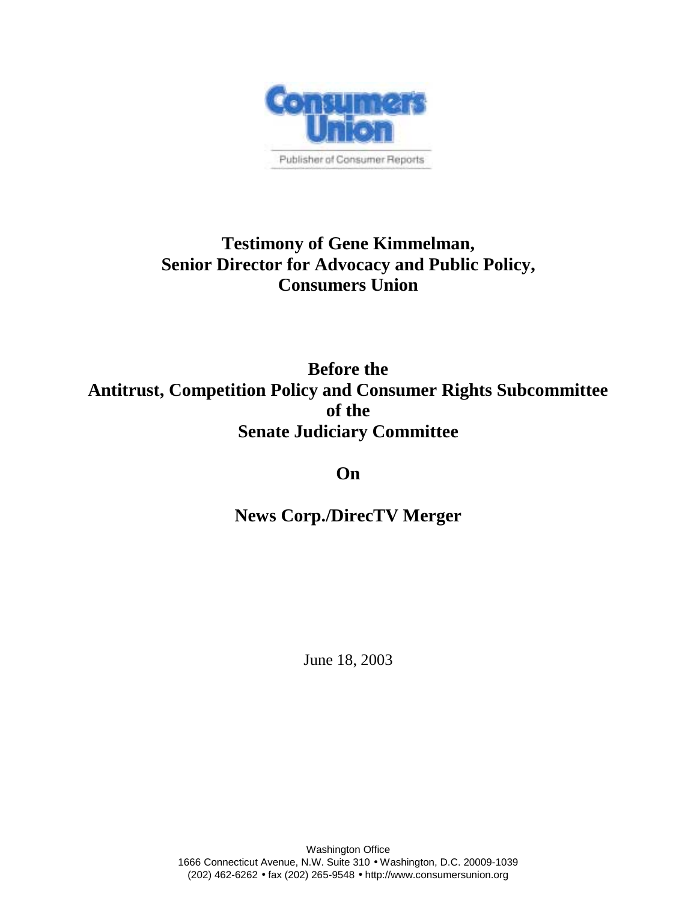Consumers Union

Publisher of Consumer Reports

# Testimony of Gene Kimmelman, Senior Director for Advocacy and Public Policy, Consumers Union

## Before the Antitrust, Competition Policy and Consumer Rights Subcommittee of the Senate Judiciary Committee

## On

## News Corp./DirecTV Merger

June 18, 2003

Washington Office
1666 Connecticut Avenue, N.W. Suite 310 • Washington, D.C. 20009-1039
(202) 462-6262 • fax (202) 265-9548 • http://www.consumersunion.org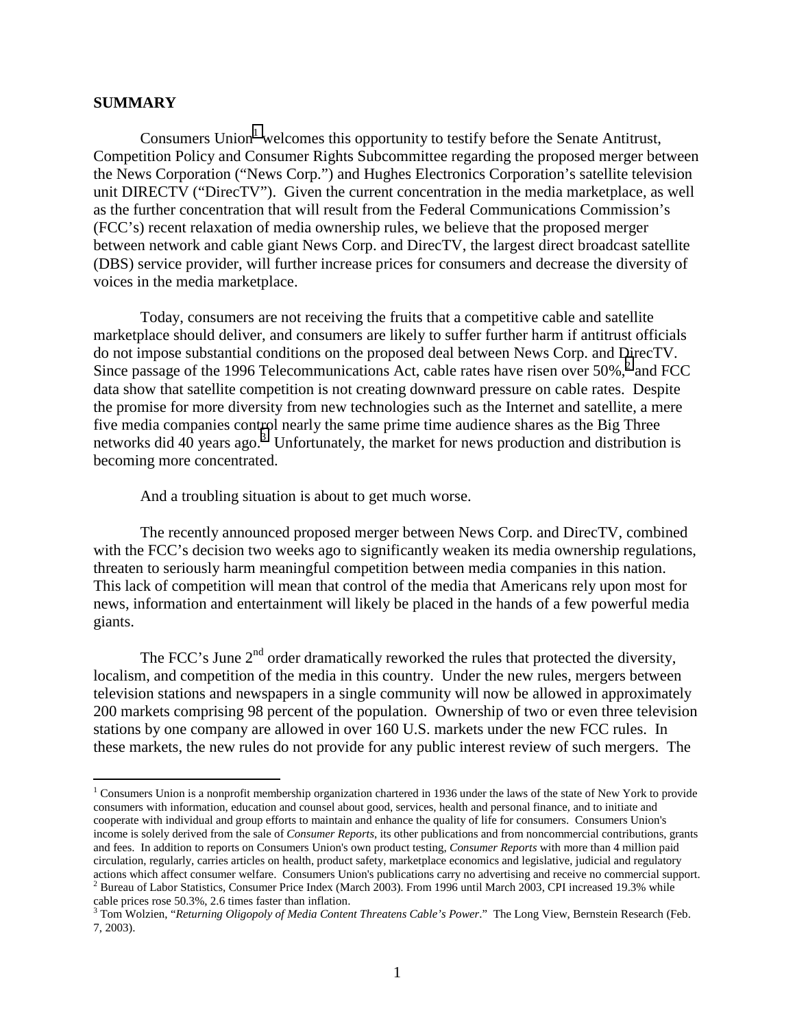## SUMMARY

Consumers Union[1] welcomes this opportunity to testify before the Senate Antitrust, Competition Policy and Consumer Rights Subcommittee regarding the proposed merger between the News Corporation ("News Corp.") and Hughes Electronics Corporation's satellite television unit DIRECTV ("DirecTV"). Given the current concentration in the media marketplace, as well as the further concentration that will result from the Federal Communications Commission's (FCC's) recent relaxation of media ownership rules, we believe that the proposed merger between network and cable giant News Corp. and DirecTV, the largest direct broadcast satellite (DBS) service provider, will further increase prices for consumers and decrease the diversity of voices in the media marketplace.

Today, consumers are not receiving the fruits that a competitive cable and satellite marketplace should deliver, and consumers are likely to suffer further harm if antitrust officials do not impose substantial conditions on the proposed deal between News Corp. and DirecTV. Since passage of the 1996 Telecommunications Act, cable rates have risen over 50%,[2] and FCC data show that satellite competition is not creating downward pressure on cable rates. Despite the promise for more diversity from new technologies such as the Internet and satellite, a mere five media companies control nearly the same prime time audience shares as the Big Three networks did 40 years ago.[3] Unfortunately, the market for news production and distribution is becoming more concentrated.

And a troubling situation is about to get much worse.

The recently announced proposed merger between News Corp. and DirecTV, combined with the FCC's decision two weeks ago to significantly weaken its media ownership regulations, threaten to seriously harm meaningful competition between media companies in this nation. This lack of competition will mean that control of the media that Americans rely upon most for news, information and entertainment will likely be placed in the hands of a few powerful media giants.

The FCC's June 2nd order dramatically reworked the rules that protected the diversity, localism, and competition of the media in this country. Under the new rules, mergers between television stations and newspapers in a single community will now be allowed in approximately 200 markets comprising 98 percent of the population. Ownership of two or even three television stations by one company are allowed in over 160 U.S. markets under the new FCC rules. In these markets, the new rules do not provide for any public interest review of such mergers. The

---

[1] Consumers Union is a nonprofit membership organization chartered in 1936 under the laws of the state of New York to provide consumers with information, education and counsel about good, services, health and personal finance, and to initiate and cooperate with individual and group efforts to maintain and enhance the quality of life for consumers. Consumers Union's income is solely derived from the sale of *Consumer Reports*, its other publications and from noncommercial contributions, grants and fees. In addition to reports on Consumers Union's own product testing, *Consumer Reports* with more than 4 million paid circulation, regularly, carries articles on health, product safety, marketplace economics and legislative, judicial and regulatory actions which affect consumer welfare. Consumers Union's publications carry no advertising and receive no commercial support.

[2] Bureau of Labor Statistics, Consumer Price Index (March 2003). From 1996 until March 2003, CPI increased 19.3% while cable prices rose 50.3%, 2.6 times faster than inflation.

[3] Tom Wolzien, "*Returning Oligopoly of Media Content Threatens Cable's Power*." The Long View, Bernstein Research (Feb. 7, 2003).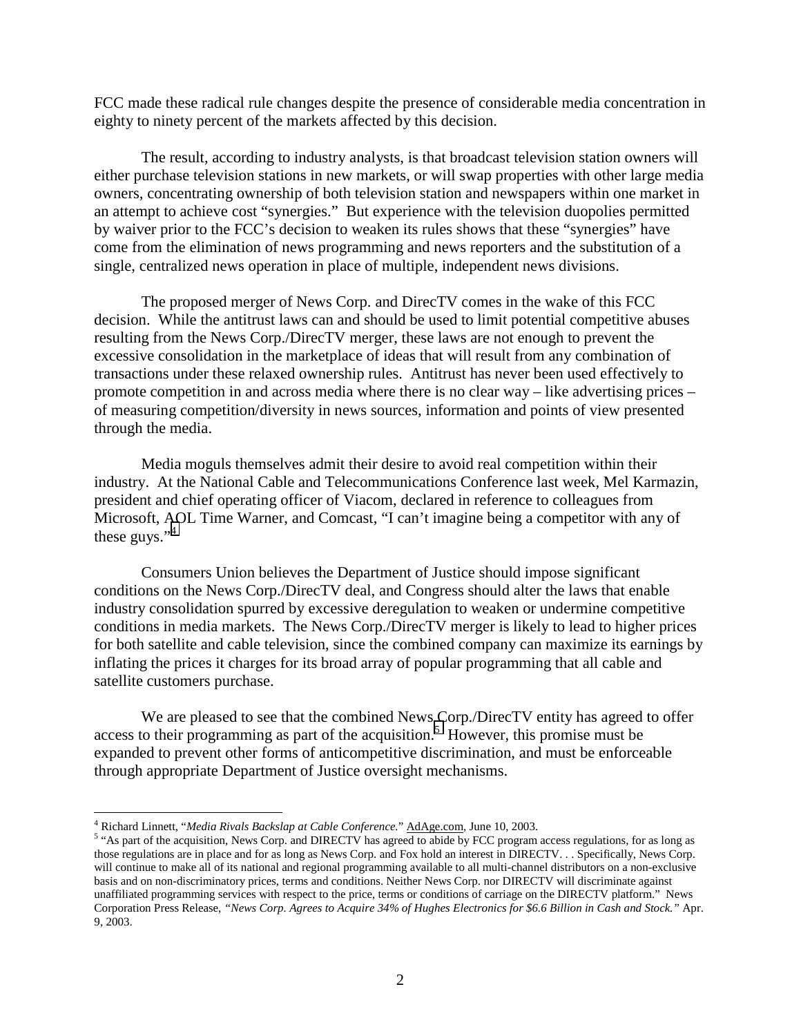FCC made these radical rule changes despite the presence of considerable media concentration in eighty to ninety percent of the markets affected by this decision.

The result, according to industry analysts, is that broadcast television station owners will either purchase television stations in new markets, or will swap properties with other large media owners, concentrating ownership of both television station and newspapers within one market in an attempt to achieve cost "synergies." But experience with the television duopolies permitted by waiver prior to the FCC's decision to weaken its rules shows that these "synergies" have come from the elimination of news programming and news reporters and the substitution of a single, centralized news operation in place of multiple, independent news divisions.

The proposed merger of News Corp. and DirecTV comes in the wake of this FCC decision. While the antitrust laws can and should be used to limit potential competitive abuses resulting from the News Corp./DirecTV merger, these laws are not enough to prevent the excessive consolidation in the marketplace of ideas that will result from any combination of transactions under these relaxed ownership rules. Antitrust has never been used effectively to promote competition in and across media where there is no clear way – like advertising prices – of measuring competition/diversity in news sources, information and points of view presented through the media.

Media moguls themselves admit their desire to avoid real competition within their industry. At the National Cable and Telecommunications Conference last week, Mel Karmazin, president and chief operating officer of Viacom, declared in reference to colleagues from Microsoft, AOL Time Warner, and Comcast, "I can't imagine being a competitor with any of these guys."[4]

Consumers Union believes the Department of Justice should impose significant conditions on the News Corp./DirecTV deal, and Congress should alter the laws that enable industry consolidation spurred by excessive deregulation to weaken or undermine competitive conditions in media markets. The News Corp./DirecTV merger is likely to lead to higher prices for both satellite and cable television, since the combined company can maximize its earnings by inflating the prices it charges for its broad array of popular programming that all cable and satellite customers purchase.

We are pleased to see that the combined News Corp./DirecTV entity has agreed to offer access to their programming as part of the acquisition.[5] However, this promise must be expanded to prevent other forms of anticompetitive discrimination, and must be enforceable through appropriate Department of Justice oversight mechanisms.

---

[4] Richard Linnett, "*Media Rivals Backslap at Cable Conference.*" AdAge.com, June 10, 2003.

[5] "As part of the acquisition, News Corp. and DIRECTV has agreed to abide by FCC program access regulations, for as long as those regulations are in place and for as long as News Corp. and Fox hold an interest in DIRECTV. . . Specifically, News Corp. will continue to make all of its national and regional programming available to all multi-channel distributors on a non-exclusive basis and on non-discriminatory prices, terms and conditions. Neither News Corp. nor DIRECTV will discriminate against unaffiliated programming services with respect to the price, terms or conditions of carriage on the DIRECTV platform." News Corporation Press Release, *"News Corp. Agrees to Acquire 34% of Hughes Electronics for $6.6 Billion in Cash and Stock."* Apr. 9, 2003.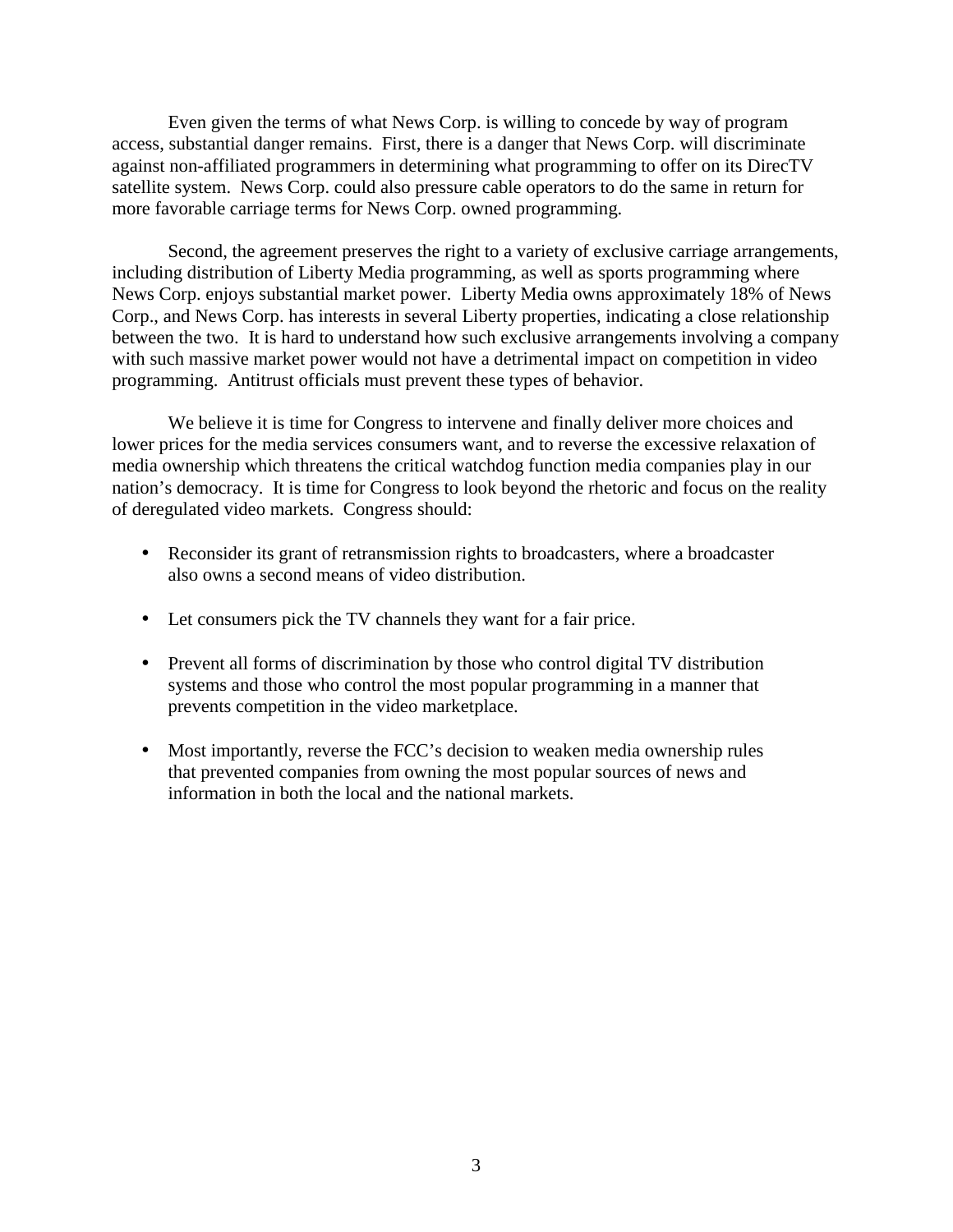Even given the terms of what News Corp. is willing to concede by way of program access, substantial danger remains. First, there is a danger that News Corp. will discriminate against non-affiliated programmers in determining what programming to offer on its DirecTV satellite system. News Corp. could also pressure cable operators to do the same in return for more favorable carriage terms for News Corp. owned programming.

Second, the agreement preserves the right to a variety of exclusive carriage arrangements, including distribution of Liberty Media programming, as well as sports programming where News Corp. enjoys substantial market power. Liberty Media owns approximately 18% of News Corp., and News Corp. has interests in several Liberty properties, indicating a close relationship between the two. It is hard to understand how such exclusive arrangements involving a company with such massive market power would not have a detrimental impact on competition in video programming. Antitrust officials must prevent these types of behavior.

We believe it is time for Congress to intervene and finally deliver more choices and lower prices for the media services consumers want, and to reverse the excessive relaxation of media ownership which threatens the critical watchdog function media companies play in our nation's democracy. It is time for Congress to look beyond the rhetoric and focus on the reality of deregulated video markets. Congress should:

- Reconsider its grant of retransmission rights to broadcasters, where a broadcaster also owns a second means of video distribution.
- Let consumers pick the TV channels they want for a fair price.
- Prevent all forms of discrimination by those who control digital TV distribution systems and those who control the most popular programming in a manner that prevents competition in the video marketplace.
- Most importantly, reverse the FCC's decision to weaken media ownership rules that prevented companies from owning the most popular sources of news and information in both the local and the national markets.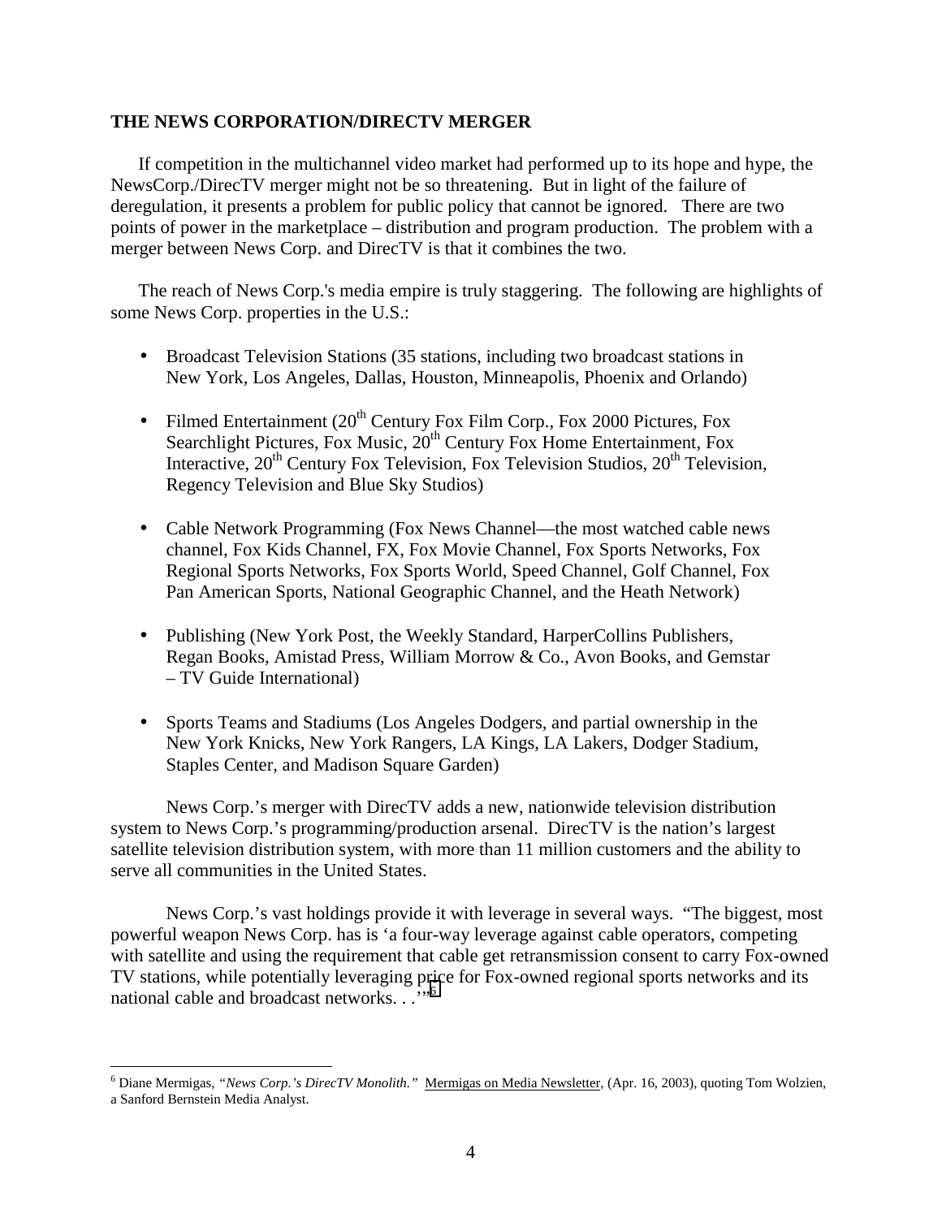**THE NEWS CORPORATION/DIRECTV MERGER**

If competition in the multichannel video market had performed up to its hope and hype, the NewsCorp./DirecTV merger might not be so threatening. But in light of the failure of deregulation, it presents a problem for public policy that cannot be ignored. There are two points of power in the marketplace – distribution and program production. The problem with a merger between News Corp. and DirecTV is that it combines the two.

The reach of News Corp.'s media empire is truly staggering. The following are highlights of some News Corp. properties in the U.S.:

- Broadcast Television Stations (35 stations, including two broadcast stations in New York, Los Angeles, Dallas, Houston, Minneapolis, Phoenix and Orlando)

- Filmed Entertainment (20th Century Fox Film Corp., Fox 2000 Pictures, Fox Searchlight Pictures, Fox Music, 20th Century Fox Home Entertainment, Fox Interactive, 20th Century Fox Television, Fox Television Studios, 20th Television, Regency Television and Blue Sky Studios)

- Cable Network Programming (Fox News Channel—the most watched cable news channel, Fox Kids Channel, FX, Fox Movie Channel, Fox Sports Networks, Fox Regional Sports Networks, Fox Sports World, Speed Channel, Golf Channel, Fox Pan American Sports, National Geographic Channel, and the Heath Network)

- Publishing (New York Post, the Weekly Standard, HarperCollins Publishers, Regan Books, Amistad Press, William Morrow & Co., Avon Books, and Gemstar – TV Guide International)

- Sports Teams and Stadiums (Los Angeles Dodgers, and partial ownership in the New York Knicks, New York Rangers, LA Kings, LA Lakers, Dodger Stadium, Staples Center, and Madison Square Garden)

News Corp.'s merger with DirecTV adds a new, nationwide television distribution system to News Corp.'s programming/production arsenal. DirecTV is the nation's largest satellite television distribution system, with more than 11 million customers and the ability to serve all communities in the United States.

News Corp.'s vast holdings provide it with leverage in several ways. "The biggest, most powerful weapon News Corp. has is 'a four-way leverage against cable operators, competing with satellite and using the requirement that cable get retransmission consent to carry Fox-owned TV stations, while potentially leveraging price for Fox-owned regional sports networks and its national cable and broadcast networks. . .'"[6]

---

[6] Diane Mermigas, *"News Corp.'s DirecTV Monolith."* Mermigas on Media Newsletter, (Apr. 16, 2003), quoting Tom Wolzien, a Sanford Bernstein Media Analyst.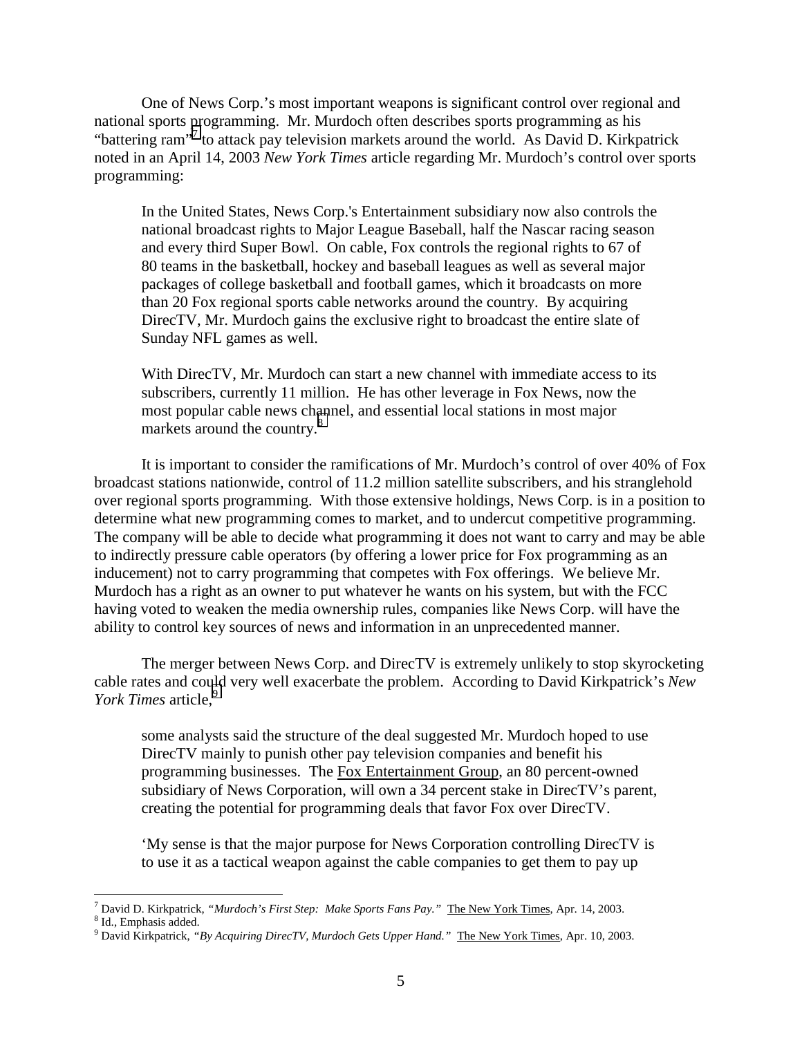One of News Corp.'s most important weapons is significant control over regional and national sports programming. Mr. Murdoch often describes sports programming as his "battering ram"[7] to attack pay television markets around the world. As David D. Kirkpatrick noted in an April 14, 2003 *New York Times* article regarding Mr. Murdoch's control over sports programming:

> In the United States, News Corp.'s Entertainment subsidiary now also controls the national broadcast rights to Major League Baseball, half the Nascar racing season and every third Super Bowl. On cable, Fox controls the regional rights to 67 of 80 teams in the basketball, hockey and baseball leagues as well as several major packages of college basketball and football games, which it broadcasts on more than 20 Fox regional sports cable networks around the country. By acquiring DirecTV, Mr. Murdoch gains the exclusive right to broadcast the entire slate of Sunday NFL games as well.
>
> With DirecTV, Mr. Murdoch can start a new channel with immediate access to its subscribers, currently 11 million. He has other leverage in Fox News, now the most popular cable news channel, and essential local stations in most major markets around the country.[8]

It is important to consider the ramifications of Mr. Murdoch's control of over 40% of Fox broadcast stations nationwide, control of 11.2 million satellite subscribers, and his stranglehold over regional sports programming. With those extensive holdings, News Corp. is in a position to determine what new programming comes to market, and to undercut competitive programming. The company will be able to decide what programming it does not want to carry and may be able to indirectly pressure cable operators (by offering a lower price for Fox programming as an inducement) not to carry programming that competes with Fox offerings. We believe Mr. Murdoch has a right as an owner to put whatever he wants on his system, but with the FCC having voted to weaken the media ownership rules, companies like News Corp. will have the ability to control key sources of news and information in an unprecedented manner.

The merger between News Corp. and DirecTV is extremely unlikely to stop skyrocketing cable rates and could very well exacerbate the problem. According to David Kirkpatrick's *New York Times* article,[9]

> some analysts said the structure of the deal suggested Mr. Murdoch hoped to use DirecTV mainly to punish other pay television companies and benefit his programming businesses. The Fox Entertainment Group, an 80 percent-owned subsidiary of News Corporation, will own a 34 percent stake in DirecTV's parent, creating the potential for programming deals that favor Fox over DirecTV.
>
> 'My sense is that the major purpose for News Corporation controlling DirecTV is to use it as a tactical weapon against the cable companies to get them to pay up

---

[7] David D. Kirkpatrick, *"Murdoch's First Step: Make Sports Fans Pay."* The New York Times, Apr. 14, 2003.

[8] Id., Emphasis added.

[9] David Kirkpatrick, *"By Acquiring DirecTV, Murdoch Gets Upper Hand."* The New York Times, Apr. 10, 2003.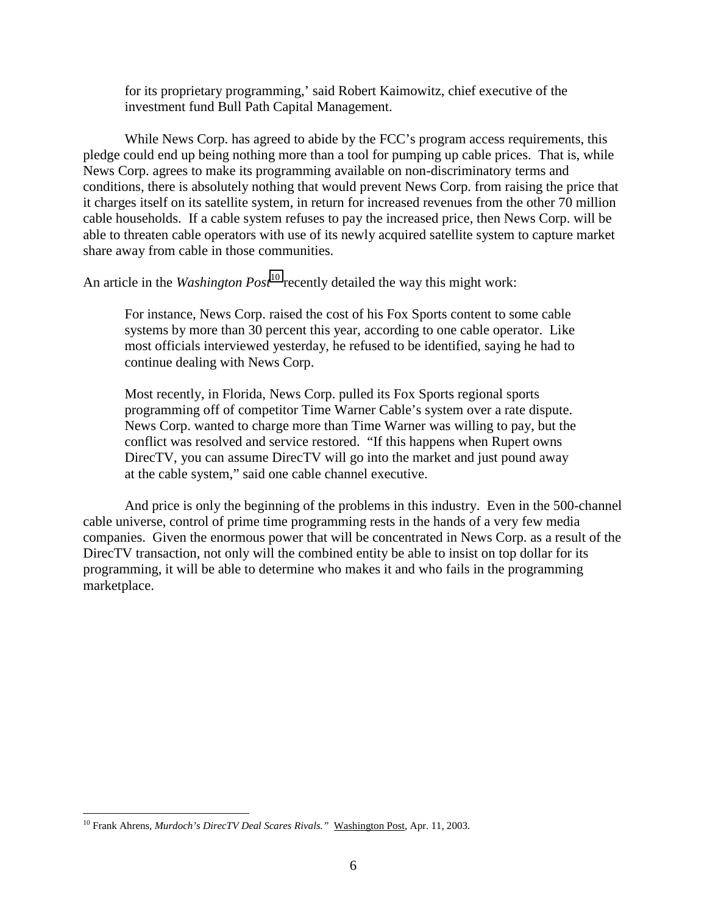> for its proprietary programming,' said Robert Kaimowitz, chief executive of the investment fund Bull Path Capital Management.

While News Corp. has agreed to abide by the FCC's program access requirements, this pledge could end up being nothing more than a tool for pumping up cable prices. That is, while News Corp. agrees to make its programming available on non-discriminatory terms and conditions, there is absolutely nothing that would prevent News Corp. from raising the price that it charges itself on its satellite system, in return for increased revenues from the other 70 million cable households. If a cable system refuses to pay the increased price, then News Corp. will be able to threaten cable operators with use of its newly acquired satellite system to capture market share away from cable in those communities.

An article in the *Washington Post*[10] recently detailed the way this might work:

> For instance, News Corp. raised the cost of his Fox Sports content to some cable systems by more than 30 percent this year, according to one cable operator. Like most officials interviewed yesterday, he refused to be identified, saying he had to continue dealing with News Corp.
>
> Most recently, in Florida, News Corp. pulled its Fox Sports regional sports programming off of competitor Time Warner Cable's system over a rate dispute. News Corp. wanted to charge more than Time Warner was willing to pay, but the conflict was resolved and service restored. "If this happens when Rupert owns DirecTV, you can assume DirecTV will go into the market and just pound away at the cable system," said one cable channel executive.

And price is only the beginning of the problems in this industry. Even in the 500-channel cable universe, control of prime time programming rests in the hands of a very few media companies. Given the enormous power that will be concentrated in News Corp. as a result of the DirecTV transaction, not only will the combined entity be able to insist on top dollar for its programming, it will be able to determine who makes it and who fails in the programming marketplace.

---

[10] Frank Ahrens, *Murdoch's DirecTV Deal Scares Rivals."* Washington Post, Apr. 11, 2003.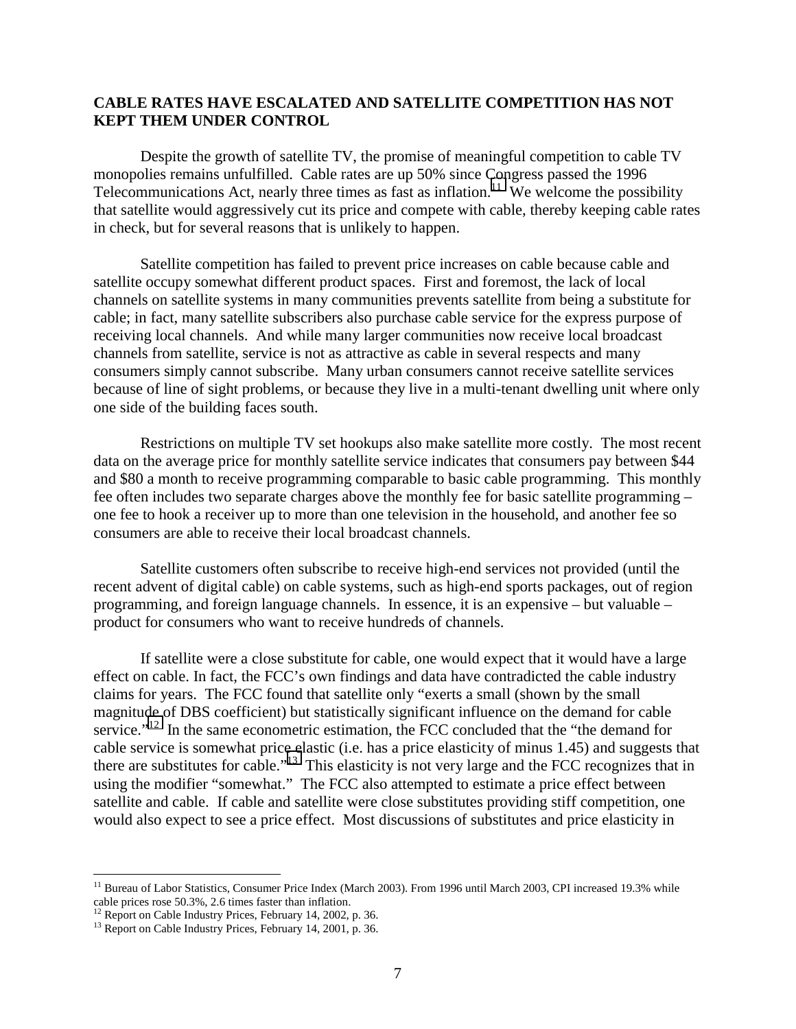## CABLE RATES HAVE ESCALATED AND SATELLITE COMPETITION HAS NOT KEPT THEM UNDER CONTROL

Despite the growth of satellite TV, the promise of meaningful competition to cable TV monopolies remains unfulfilled. Cable rates are up 50% since Congress passed the 1996 Telecommunications Act, nearly three times as fast as inflation.[11] We welcome the possibility that satellite would aggressively cut its price and compete with cable, thereby keeping cable rates in check, but for several reasons that is unlikely to happen.

Satellite competition has failed to prevent price increases on cable because cable and satellite occupy somewhat different product spaces. First and foremost, the lack of local channels on satellite systems in many communities prevents satellite from being a substitute for cable; in fact, many satellite subscribers also purchase cable service for the express purpose of receiving local channels. And while many larger communities now receive local broadcast channels from satellite, service is not as attractive as cable in several respects and many consumers simply cannot subscribe. Many urban consumers cannot receive satellite services because of line of sight problems, or because they live in a multi-tenant dwelling unit where only one side of the building faces south.

Restrictions on multiple TV set hookups also make satellite more costly. The most recent data on the average price for monthly satellite service indicates that consumers pay between $44 and $80 a month to receive programming comparable to basic cable programming. This monthly fee often includes two separate charges above the monthly fee for basic satellite programming – one fee to hook a receiver up to more than one television in the household, and another fee so consumers are able to receive their local broadcast channels.

Satellite customers often subscribe to receive high-end services not provided (until the recent advent of digital cable) on cable systems, such as high-end sports packages, out of region programming, and foreign language channels. In essence, it is an expensive – but valuable – product for consumers who want to receive hundreds of channels.

If satellite were a close substitute for cable, one would expect that it would have a large effect on cable. In fact, the FCC's own findings and data have contradicted the cable industry claims for years. The FCC found that satellite only "exerts a small (shown by the small magnitude of DBS coefficient) but statistically significant influence on the demand for cable service."[12] In the same econometric estimation, the FCC concluded that the "the demand for cable service is somewhat price elastic (i.e. has a price elasticity of minus 1.45) and suggests that there are substitutes for cable."[13] This elasticity is not very large and the FCC recognizes that in using the modifier "somewhat." The FCC also attempted to estimate a price effect between satellite and cable. If cable and satellite were close substitutes providing stiff competition, one would also expect to see a price effect. Most discussions of substitutes and price elasticity in

---

[11] Bureau of Labor Statistics, Consumer Price Index (March 2003). From 1996 until March 2003, CPI increased 19.3% while cable prices rose 50.3%, 2.6 times faster than inflation.

[12] Report on Cable Industry Prices, February 14, 2002, p. 36.

[13] Report on Cable Industry Prices, February 14, 2001, p. 36.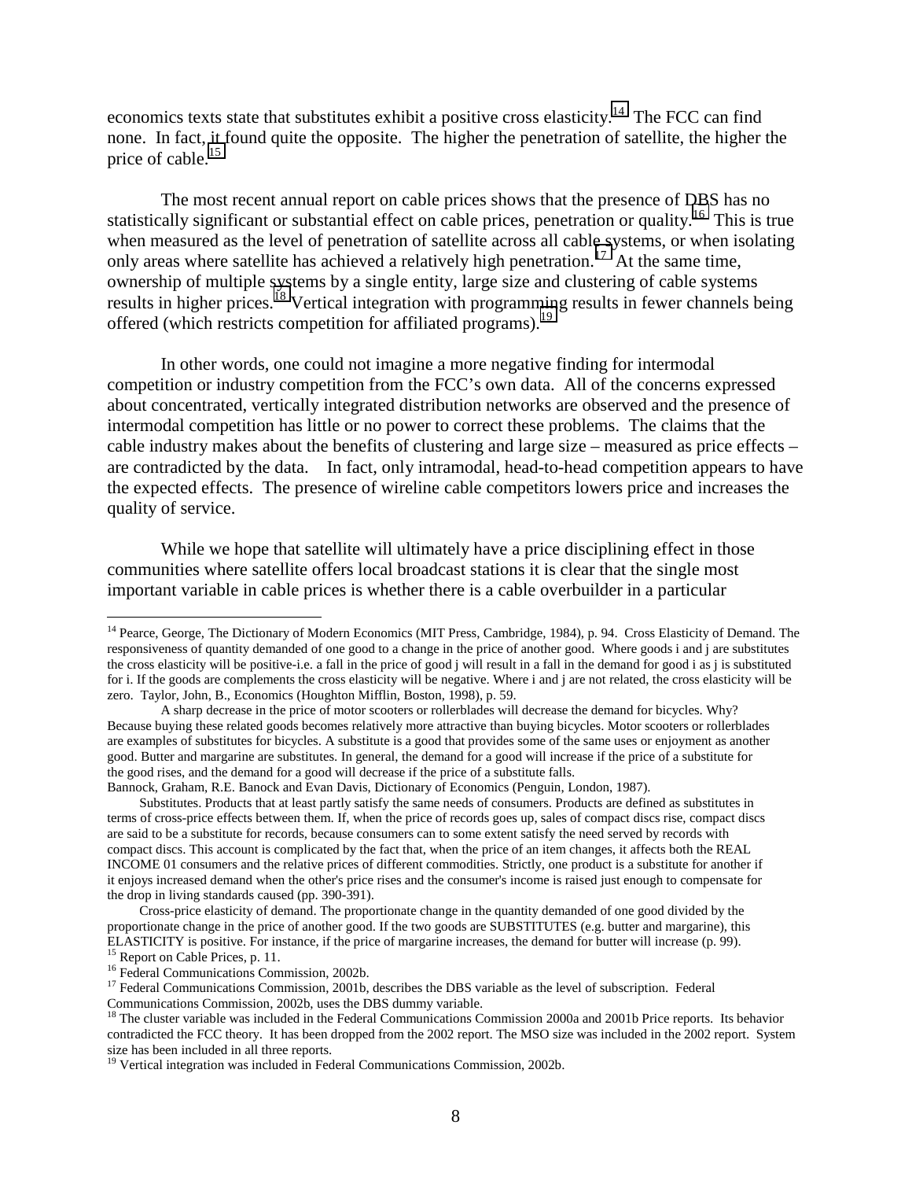economics texts state that substitutes exhibit a positive cross elasticity.[14] The FCC can find none. In fact, it found quite the opposite. The higher the penetration of satellite, the higher the price of cable.[15]

The most recent annual report on cable prices shows that the presence of DBS has no statistically significant or substantial effect on cable prices, penetration or quality.[16] This is true when measured as the level of penetration of satellite across all cable systems, or when isolating only areas where satellite has achieved a relatively high penetration.[17] At the same time, ownership of multiple systems by a single entity, large size and clustering of cable systems results in higher prices.[18] Vertical integration with programming results in fewer channels being offered (which restricts competition for affiliated programs).[19]

In other words, one could not imagine a more negative finding for intermodal competition or industry competition from the FCC's own data. All of the concerns expressed about concentrated, vertically integrated distribution networks are observed and the presence of intermodal competition has little or no power to correct these problems. The claims that the cable industry makes about the benefits of clustering and large size – measured as price effects – are contradicted by the data. In fact, only intramodal, head-to-head competition appears to have the expected effects. The presence of wireline cable competitors lowers price and increases the quality of service.

While we hope that satellite will ultimately have a price disciplining effect in those communities where satellite offers local broadcast stations it is clear that the single most important variable in cable prices is whether there is a cable overbuilder in a particular

---

[14] Pearce, George, The Dictionary of Modern Economics (MIT Press, Cambridge, 1984), p. 94. Cross Elasticity of Demand. The responsiveness of quantity demanded of one good to a change in the price of another good. Where goods i and j are substitutes the cross elasticity will be positive-i.e. a fall in the price of good j will result in a fall in the demand for good i as j is substituted for i. If the goods are complements the cross elasticity will be negative. Where i and j are not related, the cross elasticity will be zero. Taylor, John, B., Economics (Houghton Mifflin, Boston, 1998), p. 59.

A sharp decrease in the price of motor scooters or rollerblades will decrease the demand for bicycles. Why? Because buying these related goods becomes relatively more attractive than buying bicycles. Motor scooters or rollerblades are examples of substitutes for bicycles. A substitute is a good that provides some of the same uses or enjoyment as another good. Butter and margarine are substitutes. In general, the demand for a good will increase if the price of a substitute for the good rises, and the demand for a good will decrease if the price of a substitute falls.

Bannock, Graham, R.E. Banock and Evan Davis, Dictionary of Economics (Penguin, London, 1987).

Substitutes. Products that at least partly satisfy the same needs of consumers. Products are defined as substitutes in terms of cross-price effects between them. If, when the price of records goes up, sales of compact discs rise, compact discs are said to be a substitute for records, because consumers can to some extent satisfy the need served by records with compact discs. This account is complicated by the fact that, when the price of an item changes, it affects both the REAL INCOME 01 consumers and the relative prices of different commodities. Strictly, one product is a substitute for another if it enjoys increased demand when the other's price rises and the consumer's income is raised just enough to compensate for the drop in living standards caused (pp. 390-391).

Cross-price elasticity of demand. The proportionate change in the quantity demanded of one good divided by the proportionate change in the price of another good. If the two goods are SUBSTITUTES (e.g. butter and margarine), this ELASTICITY is positive. For instance, if the price of margarine increases, the demand for butter will increase (p. 99).

[15] Report on Cable Prices, p. 11.

[16] Federal Communications Commission, 2002b.

[17] Federal Communications Commission, 2001b, describes the DBS variable as the level of subscription. Federal Communications Commission, 2002b, uses the DBS dummy variable.

[18] The cluster variable was included in the Federal Communications Commission 2000a and 2001b Price reports. Its behavior contradicted the FCC theory. It has been dropped from the 2002 report. The MSO size was included in the 2002 report. System size has been included in all three reports.

[19] Vertical integration was included in Federal Communications Commission, 2002b.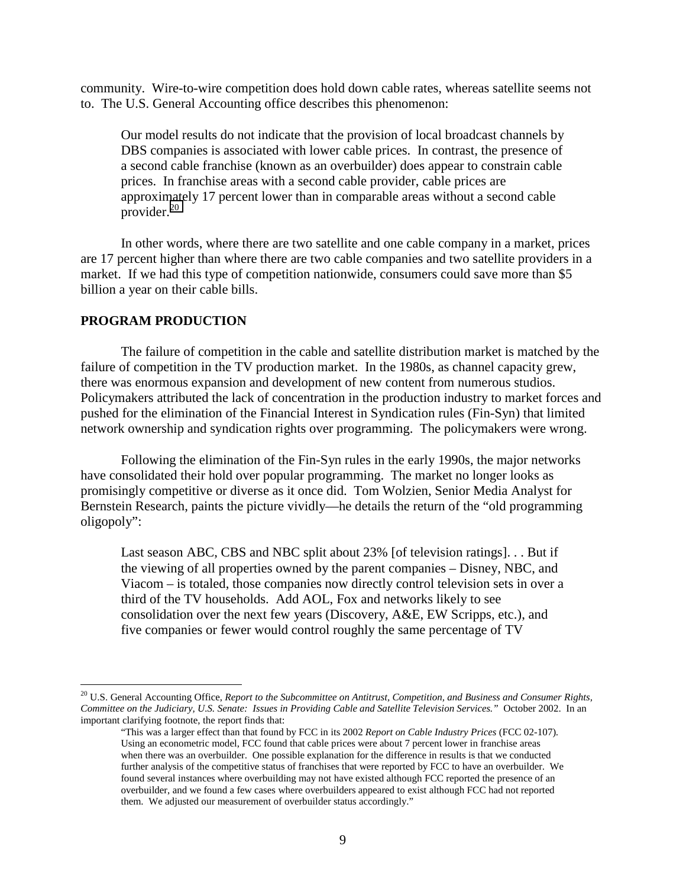community. Wire-to-wire competition does hold down cable rates, whereas satellite seems not to. The U.S. General Accounting office describes this phenomenon:

> Our model results do not indicate that the provision of local broadcast channels by DBS companies is associated with lower cable prices. In contrast, the presence of a second cable franchise (known as an overbuilder) does appear to constrain cable prices. In franchise areas with a second cable provider, cable prices are approximately 17 percent lower than in comparable areas without a second cable provider.[20]

In other words, where there are two satellite and one cable company in a market, prices are 17 percent higher than where there are two cable companies and two satellite providers in a market. If we had this type of competition nationwide, consumers could save more than $5 billion a year on their cable bills.

## PROGRAM PRODUCTION

The failure of competition in the cable and satellite distribution market is matched by the failure of competition in the TV production market. In the 1980s, as channel capacity grew, there was enormous expansion and development of new content from numerous studios. Policymakers attributed the lack of concentration in the production industry to market forces and pushed for the elimination of the Financial Interest in Syndication rules (Fin-Syn) that limited network ownership and syndication rights over programming. The policymakers were wrong.

Following the elimination of the Fin-Syn rules in the early 1990s, the major networks have consolidated their hold over popular programming. The market no longer looks as promisingly competitive or diverse as it once did. Tom Wolzien, Senior Media Analyst for Bernstein Research, paints the picture vividly—he details the return of the "old programming oligopoly":

> Last season ABC, CBS and NBC split about 23% [of television ratings]. . . But if the viewing of all properties owned by the parent companies – Disney, NBC, and Viacom – is totaled, those companies now directly control television sets in over a third of the TV households. Add AOL, Fox and networks likely to see consolidation over the next few years (Discovery, A&E, EW Scripps, etc.), and five companies or fewer would control roughly the same percentage of TV

---

[20] U.S. General Accounting Office, *Report to the Subcommittee on Antitrust, Competition, and Business and Consumer Rights, Committee on the Judiciary, U.S. Senate: Issues in Providing Cable and Satellite Television Services."* October 2002. In an important clarifying footnote, the report finds that:

> "This was a larger effect than that found by FCC in its 2002 *Report on Cable Industry Prices* (FCC 02-107). Using an econometric model, FCC found that cable prices were about 7 percent lower in franchise areas when there was an overbuilder. One possible explanation for the difference in results is that we conducted further analysis of the competitive status of franchises that were reported by FCC to have an overbuilder. We found several instances where overbuilding may not have existed although FCC reported the presence of an overbuilder, and we found a few cases where overbuilders appeared to exist although FCC had not reported them. We adjusted our measurement of overbuilder status accordingly."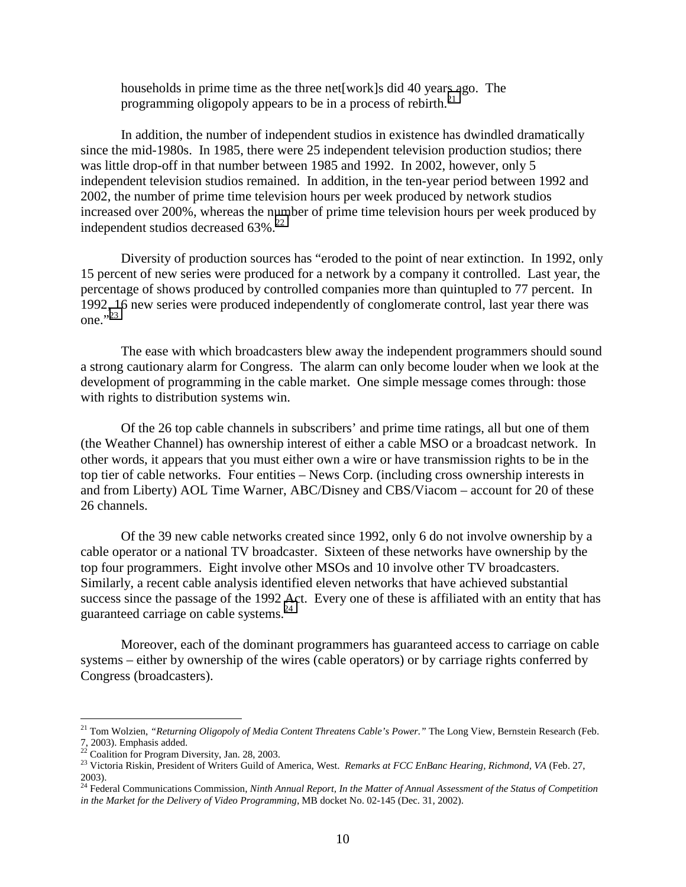> households in prime time as the three net[work]s did 40 years ago. The programming oligopoly appears to be in a process of rebirth.[21]

In addition, the number of independent studios in existence has dwindled dramatically since the mid-1980s. In 1985, there were 25 independent television production studios; there was little drop-off in that number between 1985 and 1992. In 2002, however, only 5 independent television studios remained. In addition, in the ten-year period between 1992 and 2002, the number of prime time television hours per week produced by network studios increased over 200%, whereas the number of prime time television hours per week produced by independent studios decreased 63%.[22]

Diversity of production sources has "eroded to the point of near extinction. In 1992, only 15 percent of new series were produced for a network by a company it controlled. Last year, the percentage of shows produced by controlled companies more than quintupled to 77 percent. In 1992, 16 new series were produced independently of conglomerate control, last year there was one."[23]

The ease with which broadcasters blew away the independent programmers should sound a strong cautionary alarm for Congress. The alarm can only become louder when we look at the development of programming in the cable market. One simple message comes through: those with rights to distribution systems win.

Of the 26 top cable channels in subscribers' and prime time ratings, all but one of them (the Weather Channel) has ownership interest of either a cable MSO or a broadcast network. In other words, it appears that you must either own a wire or have transmission rights to be in the top tier of cable networks. Four entities – News Corp. (including cross ownership interests in and from Liberty) AOL Time Warner, ABC/Disney and CBS/Viacom – account for 20 of these 26 channels.

Of the 39 new cable networks created since 1992, only 6 do not involve ownership by a cable operator or a national TV broadcaster. Sixteen of these networks have ownership by the top four programmers. Eight involve other MSOs and 10 involve other TV broadcasters. Similarly, a recent cable analysis identified eleven networks that have achieved substantial success since the passage of the 1992 Act. Every one of these is affiliated with an entity that has guaranteed carriage on cable systems.[24]

Moreover, each of the dominant programmers has guaranteed access to carriage on cable systems – either by ownership of the wires (cable operators) or by carriage rights conferred by Congress (broadcasters).

---

[21] Tom Wolzien, *"Returning Oligopoly of Media Content Threatens Cable's Power."* The Long View, Bernstein Research (Feb. 7, 2003). Emphasis added.

[22] Coalition for Program Diversity, Jan. 28, 2003.

[23] Victoria Riskin, President of Writers Guild of America, West. *Remarks at FCC EnBanc Hearing, Richmond, VA* (Feb. 27, 2003).

[24] Federal Communications Commission, *Ninth Annual Report, In the Matter of Annual Assessment of the Status of Competition in the Market for the Delivery of Video Programming*, MB docket No. 02-145 (Dec. 31, 2002).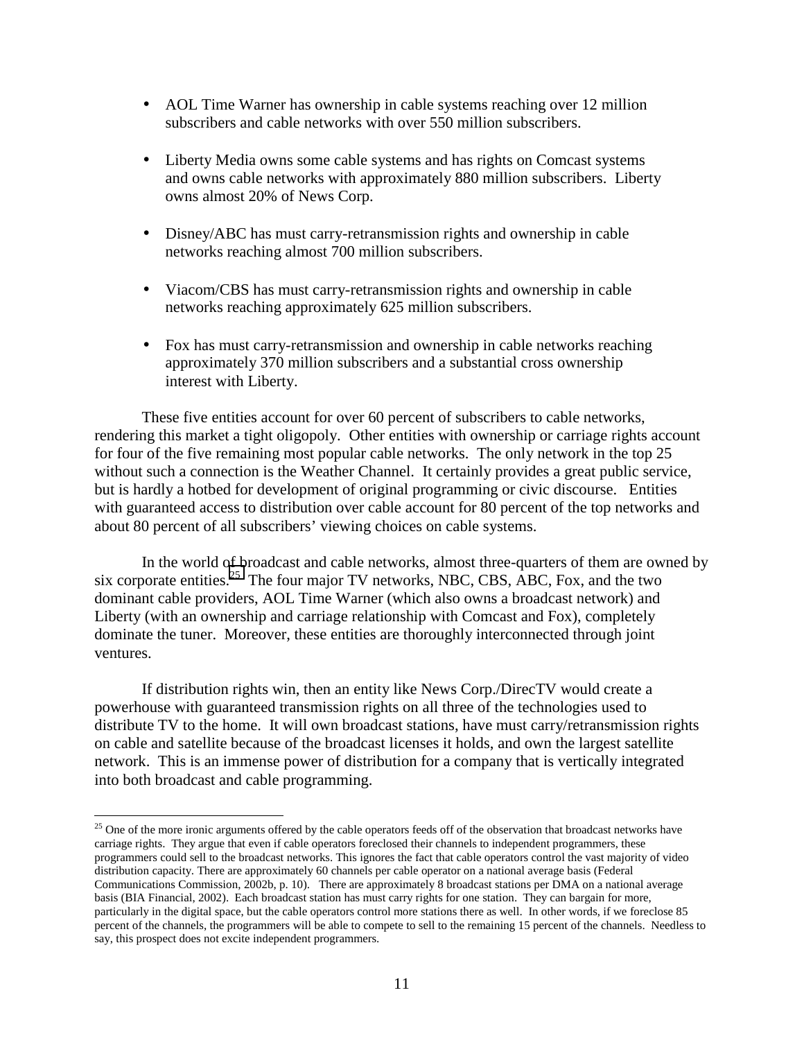- AOL Time Warner has ownership in cable systems reaching over 12 million subscribers and cable networks with over 550 million subscribers.

- Liberty Media owns some cable systems and has rights on Comcast systems and owns cable networks with approximately 880 million subscribers. Liberty owns almost 20% of News Corp.

- Disney/ABC has must carry-retransmission rights and ownership in cable networks reaching almost 700 million subscribers.

- Viacom/CBS has must carry-retransmission rights and ownership in cable networks reaching approximately 625 million subscribers.

- Fox has must carry-retransmission and ownership in cable networks reaching approximately 370 million subscribers and a substantial cross ownership interest with Liberty.

These five entities account for over 60 percent of subscribers to cable networks, rendering this market a tight oligopoly. Other entities with ownership or carriage rights account for four of the five remaining most popular cable networks. The only network in the top 25 without such a connection is the Weather Channel. It certainly provides a great public service, but is hardly a hotbed for development of original programming or civic discourse. Entities with guaranteed access to distribution over cable account for 80 percent of the top networks and about 80 percent of all subscribers' viewing choices on cable systems.

In the world of broadcast and cable networks, almost three-quarters of them are owned by six corporate entities.[25] The four major TV networks, NBC, CBS, ABC, Fox, and the two dominant cable providers, AOL Time Warner (which also owns a broadcast network) and Liberty (with an ownership and carriage relationship with Comcast and Fox), completely dominate the tuner. Moreover, these entities are thoroughly interconnected through joint ventures.

If distribution rights win, then an entity like News Corp./DirecTV would create a powerhouse with guaranteed transmission rights on all three of the technologies used to distribute TV to the home. It will own broadcast stations, have must carry/retransmission rights on cable and satellite because of the broadcast licenses it holds, and own the largest satellite network. This is an immense power of distribution for a company that is vertically integrated into both broadcast and cable programming.

---

[25] One of the more ironic arguments offered by the cable operators feeds off of the observation that broadcast networks have carriage rights. They argue that even if cable operators foreclosed their channels to independent programmers, these programmers could sell to the broadcast networks. This ignores the fact that cable operators control the vast majority of video distribution capacity. There are approximately 60 channels per cable operator on a national average basis (Federal Communications Commission, 2002b, p. 10). There are approximately 8 broadcast stations per DMA on a national average basis (BIA Financial, 2002). Each broadcast station has must carry rights for one station. They can bargain for more, particularly in the digital space, but the cable operators control more stations there as well. In other words, if we foreclose 85 percent of the channels, the programmers will be able to compete to sell to the remaining 15 percent of the channels. Needless to say, this prospect does not excite independent programmers.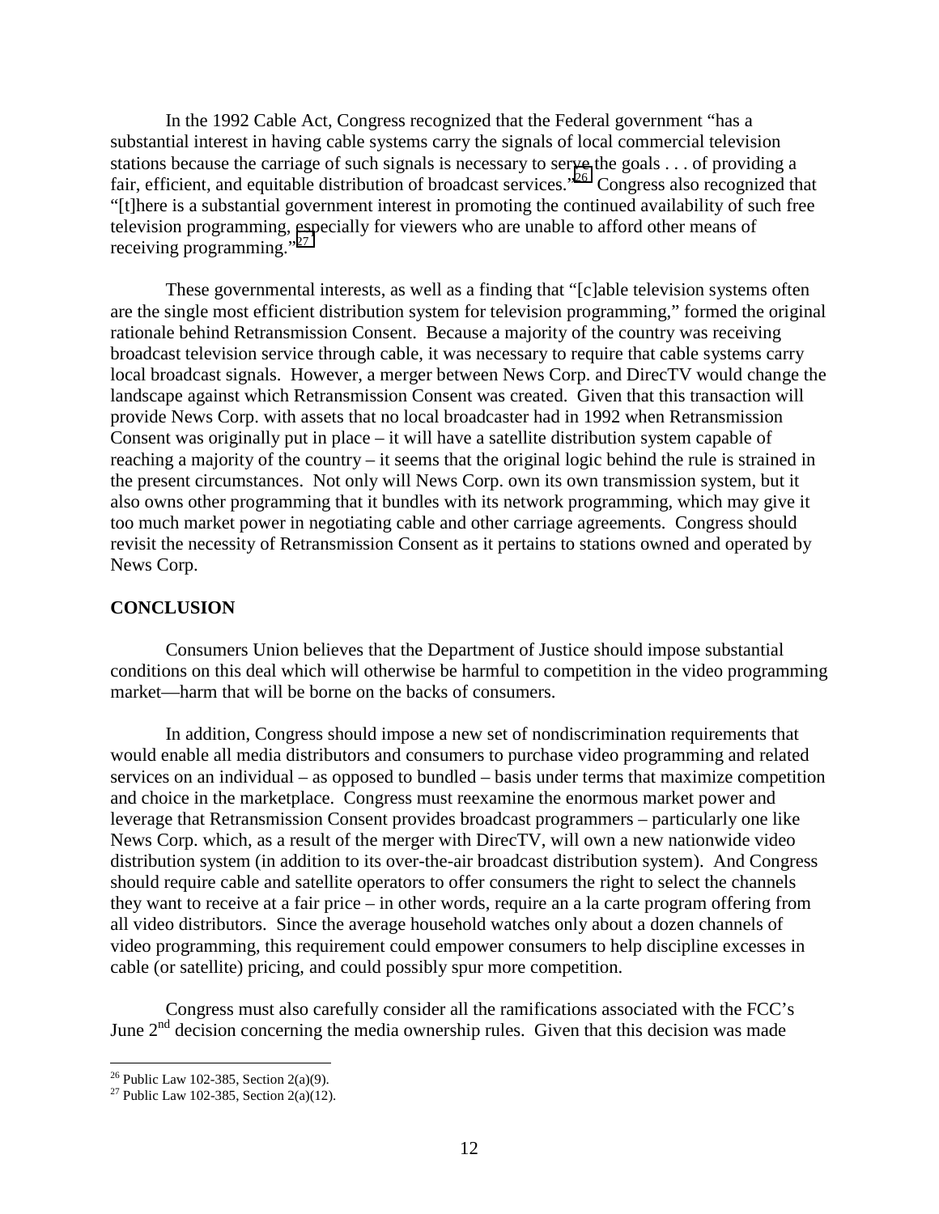In the 1992 Cable Act, Congress recognized that the Federal government "has a substantial interest in having cable systems carry the signals of local commercial television stations because the carriage of such signals is necessary to serve the goals . . . of providing a fair, efficient, and equitable distribution of broadcast services."[26] Congress also recognized that "[t]here is a substantial government interest in promoting the continued availability of such free television programming, especially for viewers who are unable to afford other means of receiving programming."[27]

These governmental interests, as well as a finding that "[c]able television systems often are the single most efficient distribution system for television programming," formed the original rationale behind Retransmission Consent. Because a majority of the country was receiving broadcast television service through cable, it was necessary to require that cable systems carry local broadcast signals. However, a merger between News Corp. and DirecTV would change the landscape against which Retransmission Consent was created. Given that this transaction will provide News Corp. with assets that no local broadcaster had in 1992 when Retransmission Consent was originally put in place – it will have a satellite distribution system capable of reaching a majority of the country – it seems that the original logic behind the rule is strained in the present circumstances. Not only will News Corp. own its own transmission system, but it also owns other programming that it bundles with its network programming, which may give it too much market power in negotiating cable and other carriage agreements. Congress should revisit the necessity of Retransmission Consent as it pertains to stations owned and operated by News Corp.

**CONCLUSION**

Consumers Union believes that the Department of Justice should impose substantial conditions on this deal which will otherwise be harmful to competition in the video programming market—harm that will be borne on the backs of consumers.

In addition, Congress should impose a new set of nondiscrimination requirements that would enable all media distributors and consumers to purchase video programming and related services on an individual – as opposed to bundled – basis under terms that maximize competition and choice in the marketplace. Congress must reexamine the enormous market power and leverage that Retransmission Consent provides broadcast programmers – particularly one like News Corp. which, as a result of the merger with DirecTV, will own a new nationwide video distribution system (in addition to its over-the-air broadcast distribution system). And Congress should require cable and satellite operators to offer consumers the right to select the channels they want to receive at a fair price – in other words, require an a la carte program offering from all video distributors. Since the average household watches only about a dozen channels of video programming, this requirement could empower consumers to help discipline excesses in cable (or satellite) pricing, and could possibly spur more competition.

Congress must also carefully consider all the ramifications associated with the FCC's June 2nd decision concerning the media ownership rules. Given that this decision was made

[26] Public Law 102-385, Section 2(a)(9).
[27] Public Law 102-385, Section 2(a)(12).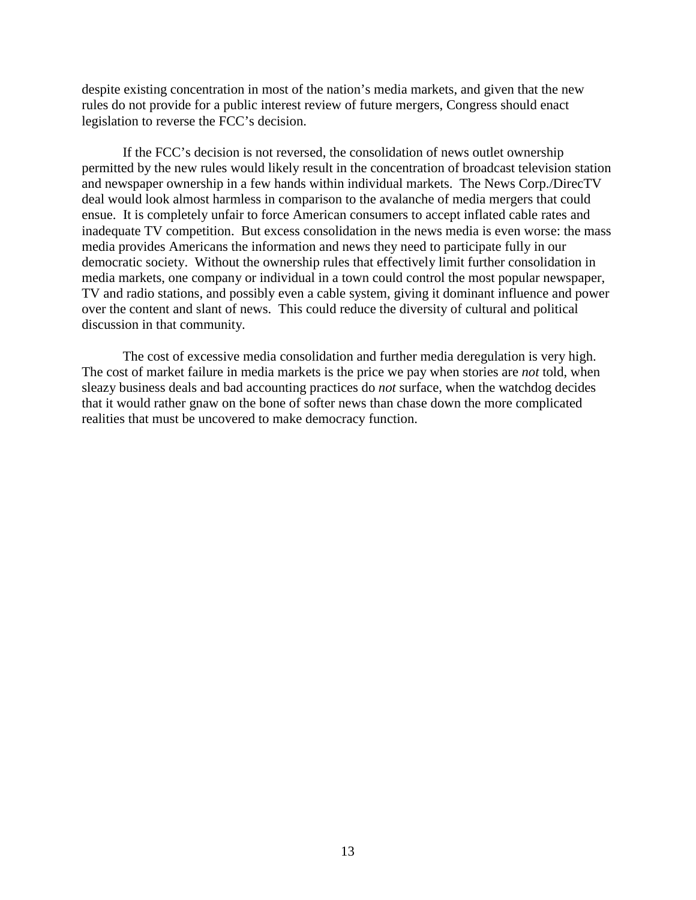despite existing concentration in most of the nation's media markets, and given that the new rules do not provide for a public interest review of future mergers, Congress should enact legislation to reverse the FCC's decision.

If the FCC's decision is not reversed, the consolidation of news outlet ownership permitted by the new rules would likely result in the concentration of broadcast television station and newspaper ownership in a few hands within individual markets. The News Corp./DirecTV deal would look almost harmless in comparison to the avalanche of media mergers that could ensue. It is completely unfair to force American consumers to accept inflated cable rates and inadequate TV competition. But excess consolidation in the news media is even worse: the mass media provides Americans the information and news they need to participate fully in our democratic society. Without the ownership rules that effectively limit further consolidation in media markets, one company or individual in a town could control the most popular newspaper, TV and radio stations, and possibly even a cable system, giving it dominant influence and power over the content and slant of news. This could reduce the diversity of cultural and political discussion in that community.

The cost of excessive media consolidation and further media deregulation is very high. The cost of market failure in media markets is the price we pay when stories are *not* told, when sleazy business deals and bad accounting practices do *not* surface, when the watchdog decides that it would rather gnaw on the bone of softer news than chase down the more complicated realities that must be uncovered to make democracy function.